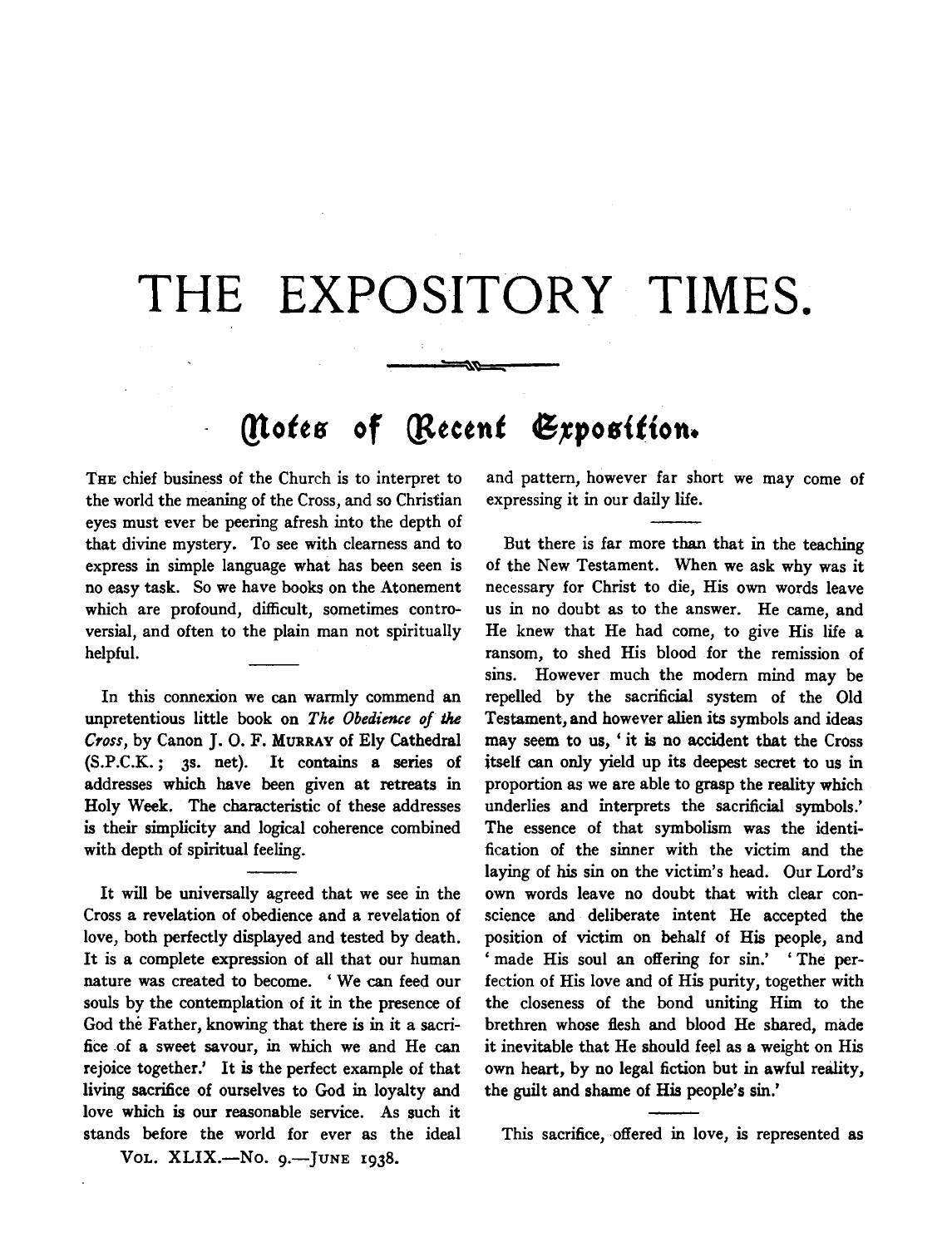# THE EXPOSITORY TIMES.

## Notes of Recent Exposition.

THE chief business of the Church is to interpret to the world the meaning of the Cross, and so Christian eyes must ever be peering afresh into the depth of that divine mystery. To see with clearness and to express in simple language what has been seen is no easy task. So we have books on the Atonement which are profound, difficult, sometimes controversial, and often to the plain man not spiritually helpful.

In this connexion we can warmly commend an unpretentious little book on *The Obedience of the Cross*, by Canon J. O. F. MURRAY of Ely Cathedral (S.P.C.K.; 3s. net). It contains a series of addresses which have been given at retreats in Holy Week. The characteristic of these addresses is their simplicity and logical coherence combined with depth of spiritual feeling.

It will be universally agreed that we see in the Cross a revelation of obedience and a revelation of love, both perfectly displayed and tested by death. It is a complete expression of all that our human nature was created to become. 'We can feed our souls by the contemplation of it in the presence of God the Father, knowing that there is in it a sacrifice of a sweet savour, in which we and He can rejoice together.' It is the perfect example of that living sacrifice of ourselves to God in loyalty and love which is our reasonable service. As such it stands before the world for ever as the ideal and pattern, however far short we may come of expressing it in our daily life.

But there is far more than that in the teaching of the New Testament. When we ask why was it necessary for Christ to die, His own words leave us in no doubt as to the answer. He came, and He knew that He had come, to give His life a ransom, to shed His blood for the remission of sins. However much the modern mind may be repelled by the sacrificial system of the Old Testament, and however alien its symbols and ideas may seem to us, 'it is no accident that the Cross itself can only yield up its deepest secret to us in proportion as we are able to grasp the reality which underlies and interprets the sacrificial symbols.' The essence of that symbolism was the identification of the sinner with the victim and the laying of his sin on the victim's head. Our Lord's own words leave no doubt that with clear conscience and deliberate intent He accepted the position of victim on behalf of His people, and 'made His soul an offering for sin.' 'The perfection of His love and of His purity, together with the closeness of the bond uniting Him to the brethren whose flesh and blood He shared, made it inevitable that He should feel as a weight on His own heart, by no legal fiction but in awful reality, the guilt and shame of His people's sin.'

This sacrifice, offered in love, is represented as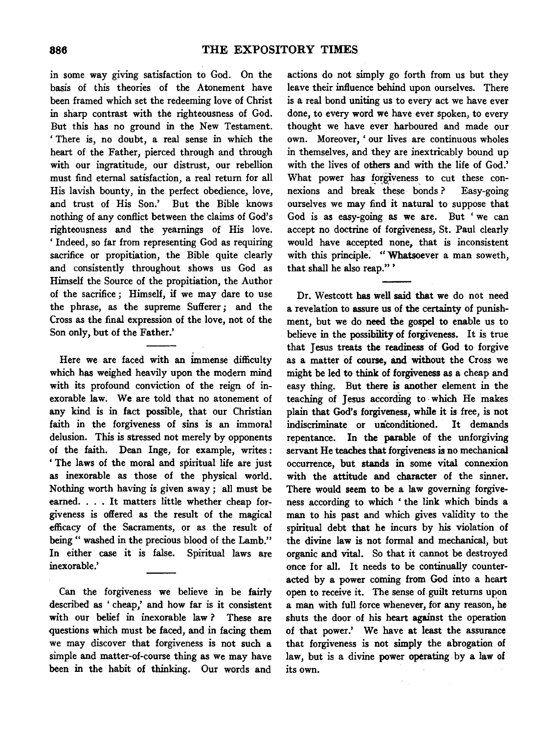in some way giving satisfaction to God. On the basis of this theories of the Atonement have been framed which set the redeeming love of Christ in sharp contrast with the righteousness of God. But this has no ground in the New Testament. 'There is, no doubt, a real sense in which the heart of the Father, pierced through and through with our ingratitude, our distrust, our rebellion must find eternal satisfaction, a real return for all His lavish bounty, in the perfect obedience, love, and trust of His Son.' But the Bible knows nothing of any conflict between the claims of God's righteousness and the yearnings of His love. 'Indeed, so far from representing God as requiring sacrifice or propitiation, the Bible quite clearly and consistently throughout shows us God as Himself the Source of the propitiation, the Author of the sacrifice; Himself, if we may dare to use the phrase, as the supreme Sufferer; and the Cross as the final expression of the love, not of the Son only, but of the Father.'

---

Here we are faced with an immense difficulty which has weighed heavily upon the modern mind with its profound conviction of the reign of inexorable law. We are told that no atonement of any kind is in fact possible, that our Christian faith in the forgiveness of sins is an immoral delusion. This is stressed not merely by opponents of the faith. Dean Inge, for example, writes: 'The laws of the moral and spiritual life are just as inexorable as those of the physical world. Nothing worth having is given away; all must be earned. . . . It matters little whether cheap forgiveness is offered as the result of the magical efficacy of the Sacraments, or as the result of being "washed in the precious blood of the Lamb." In either case it is false. Spiritual laws are inexorable.'

---

Can the forgiveness we believe in be fairly described as 'cheap,' and how far is it consistent with our belief in inexorable law? These are questions which must be faced, and in facing them we may discover that forgiveness is not such a simple and matter-of-course thing as we may have been in the habit of thinking. Our words and actions do not simply go forth from us but they leave their influence behind upon ourselves. There is a real bond uniting us to every act we have ever done, to every word we have ever spoken, to every thought we have ever harboured and made our own. Moreover, 'our lives are continuous wholes in themselves, and they are inextricably bound up with the lives of others and with the life of God.' What power has forgiveness to cut these connexions and break these bonds? Easy-going ourselves we may find it natural to suppose that God is as easy-going as we are. But 'we can accept no doctrine of forgiveness, St. Paul clearly would have accepted none, that is inconsistent with this principle. "Whatsoever a man soweth, that shall he also reap."'

---

Dr. Westcott has well said that we do not need a revelation to assure us of the certainty of punishment, but we do need the gospel to enable us to believe in the possibility of forgiveness. It is true that Jesus treats the readiness of God to forgive as a matter of course, and without the Cross we might be led to think of forgiveness as a cheap and easy thing. But there is another element in the teaching of Jesus according to which He makes plain that God's forgiveness, while it is free, is not indiscriminate or unconditioned. It demands repentance. In the parable of the unforgiving servant He teaches that forgiveness is no mechanical occurrence, but stands in some vital connexion with the attitude and character of the sinner. There would seem to be a law governing forgiveness according to which 'the link which binds a man to his past and which gives validity to the spiritual debt that he incurs by his violation of the divine law is not formal and mechanical, but organic and vital. So that it cannot be destroyed once for all. It needs to be continually counteracted by a power coming from God into a heart open to receive it. The sense of guilt returns upon a man with full force whenever, for any reason, he shuts the door of his heart against the operation of that power.' We have at least the assurance that forgiveness is not simply the abrogation of law, but is a divine power operating by a law of its own.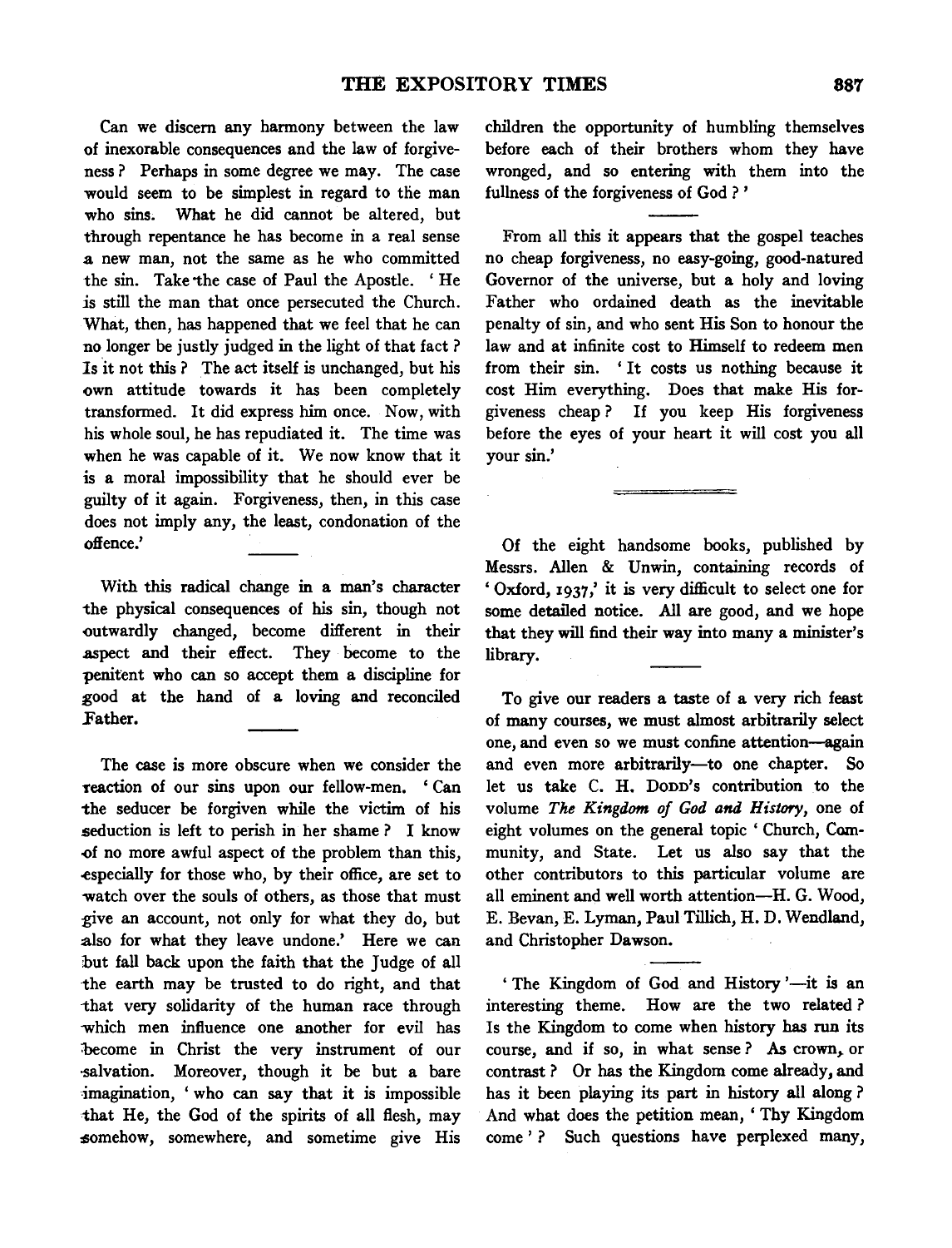Can we discern any harmony between the law of inexorable consequences and the law of forgiveness? Perhaps in some degree we may. The case would seem to be simplest in regard to the man who sins. What he did cannot be altered, but through repentance he has become in a real sense a new man, not the same as he who committed the sin. Take the case of Paul the Apostle. 'He is still the man that once persecuted the Church. What, then, has happened that we feel that he can no longer be justly judged in the light of that fact? Is it not this? The act itself is unchanged, but his own attitude towards it has been completely transformed. It did express him once. Now, with his whole soul, he has repudiated it. The time was when he was capable of it. We now know that it is a moral impossibility that he should ever be guilty of it again. Forgiveness, then, in this case does not imply any, the least, condonation of the offence.'

With this radical change in a man's character the physical consequences of his sin, though not outwardly changed, become different in their aspect and their effect. They become to the penitent who can so accept them a discipline for good at the hand of a loving and reconciled Father.

The case is more obscure when we consider the reaction of our sins upon our fellow-men. 'Can the seducer be forgiven while the victim of his seduction is left to perish in her shame? I know of no more awful aspect of the problem than this, especially for those who, by their office, are set to watch over the souls of others, as those that must give an account, not only for what they do, but also for what they leave undone.' Here we can but fall back upon the faith that the Judge of all the earth may be trusted to do right, and that that very solidarity of the human race through which men influence one another for evil has become in Christ the very instrument of our salvation. Moreover, though it be but a bare imagination, 'who can say that it is impossible that He, the God of the spirits of all flesh, may somehow, somewhere, and sometime give His children the opportunity of humbling themselves before each of their brothers whom they have wronged, and so entering with them into the fullness of the forgiveness of God?'

From all this it appears that the gospel teaches no cheap forgiveness, no easy-going, good-natured Governor of the universe, but a holy and loving Father who ordained death as the inevitable penalty of sin, and who sent His Son to honour the law and at infinite cost to Himself to redeem men from their sin. 'It costs us nothing because it cost Him everything. Does that make His forgiveness cheap? If you keep His forgiveness before the eyes of your heart it will cost you all your sin.'

---

Of the eight handsome books, published by Messrs. Allen & Unwin, containing records of 'Oxford, 1937,' it is very difficult to select one for some detailed notice. All are good, and we hope that they will find their way into many a minister's library.

To give our readers a taste of a very rich feast of many courses, we must almost arbitrarily select one, and even so we must confine attention—again and even more arbitrarily—to one chapter. So let us take C. H. Dodd's contribution to the volume *The Kingdom of God and History*, one of eight volumes on the general topic 'Church, Community, and State. Let us also say that the other contributors to this particular volume are all eminent and well worth attention—H. G. Wood, E. Bevan, E. Lyman, Paul Tillich, H. D. Wendland, and Christopher Dawson.

'The Kingdom of God and History'—it is an interesting theme. How are the two related? Is the Kingdom to come when history has run its course, and if so, in what sense? As crown, or contrast? Or has the Kingdom come already, and has it been playing its part in history all along? And what does the petition mean, 'Thy Kingdom come'? Such questions have perplexed many,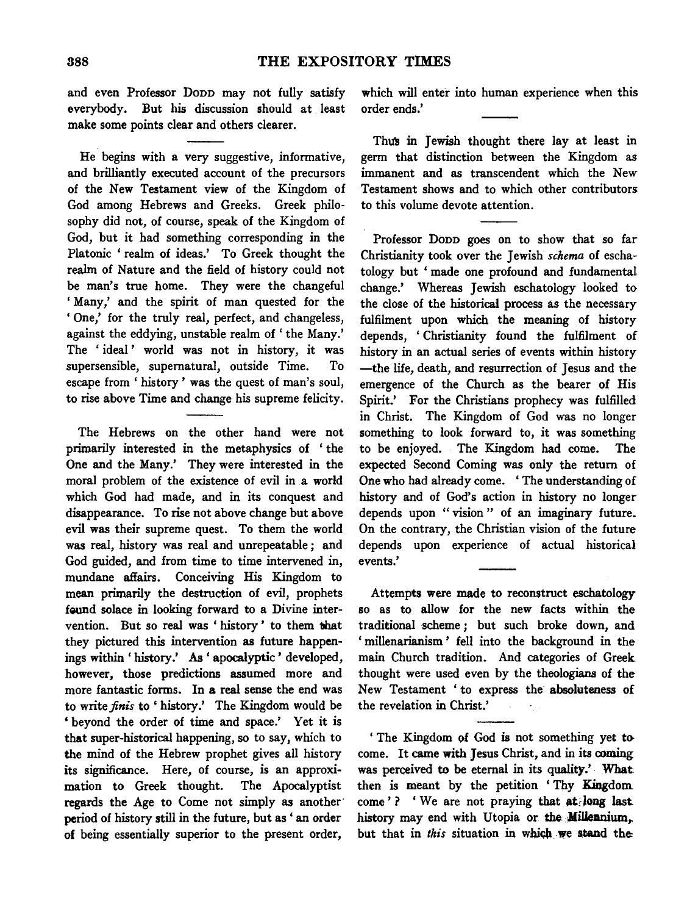and even Professor DODD may not fully satisfy everybody. But his discussion should at least make some points clear and others clearer.

He begins with a very suggestive, informative, and brilliantly executed account of the precursors of the New Testament view of the Kingdom of God among Hebrews and Greeks. Greek philosophy did not, of course, speak of the Kingdom of God, but it had something corresponding in the Platonic 'realm of ideas.' To Greek thought the realm of Nature and the field of history could not be man's true home. They were the changeful 'Many,' and the spirit of man quested for the 'One,' for the truly real, perfect, and changeless, against the eddying, unstable realm of 'the Many.' The 'ideal' world was not in history, it was supersensible, supernatural, outside Time. To escape from 'history' was the quest of man's soul, to rise above Time and change his supreme felicity.

The Hebrews on the other hand were not primarily interested in the metaphysics of 'the One and the Many.' They were interested in the moral problem of the existence of evil in a world which God had made, and in its conquest and disappearance. To rise not above change but above evil was their supreme quest. To them the world was real, history was real and unrepeatable; and God guided, and from time to time intervened in, mundane affairs. Conceiving His Kingdom to mean primarily the destruction of evil, prophets found solace in looking forward to a Divine intervention. But so real was 'history' to them that they pictured this intervention as future happenings within 'history.' As 'apocalyptic' developed, however, those predictions assumed more and more fantastic forms. In a real sense the end was to write *finis* to 'history.' The Kingdom would be 'beyond the order of time and space.' Yet it is that super-historical happening, so to say, which to the mind of the Hebrew prophet gives all history its significance. Here, of course, is an approximation to Greek thought. The Apocalyptist regards the Age to Come not simply as another period of history still in the future, but as 'an order of being essentially superior to the present order, which will enter into human experience when this order ends.'

Thus in Jewish thought there lay at least in germ that distinction between the Kingdom as immanent and as transcendent which the New Testament shows and to which other contributors to this volume devote attention.

Professor DODD goes on to show that so far Christianity took over the Jewish *schema* of eschatology but 'made one profound and fundamental change.' Whereas Jewish eschatology looked to the close of the historical process as the necessary fulfilment upon which the meaning of history depends, 'Christianity found the fulfilment of history in an actual series of events within history—the life, death, and resurrection of Jesus and the emergence of the Church as the bearer of His Spirit.' For the Christians prophecy was fulfilled in Christ. The Kingdom of God was no longer something to look forward to, it was something to be enjoyed. The Kingdom had come. The expected Second Coming was only the return of One who had already come. 'The understanding of history and of God's action in history no longer depends upon "vision" of an imaginary future. On the contrary, the Christian vision of the future depends upon experience of actual historical events.'

Attempts were made to reconstruct eschatology so as to allow for the new facts within the traditional scheme; but such broke down, and 'millenarianism' fell into the background in the main Church tradition. And categories of Greek thought were used even by the theologians of the New Testament 'to express the absoluteness of the revelation in Christ.'

'The Kingdom of God is not something yet to come. It came with Jesus Christ, and in its coming was perceived to be eternal in its quality.' What then is meant by the petition 'Thy Kingdom come'? 'We are not praying that at long last history may end with Utopia or the Millennium, but that in *this* situation in which we stand the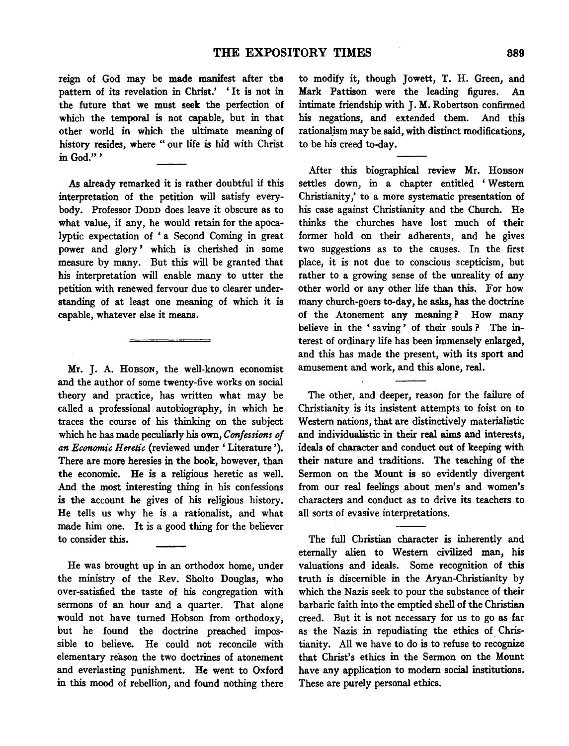reign of God may be made manifest after the pattern of its revelation in Christ.' 'It is not in the future that we must seek the perfection of which the temporal is not capable, but in that other world in which the ultimate meaning of history resides, where "our life is hid with Christ in God."'

As already remarked it is rather doubtful if this interpretation of the petition will satisfy everybody. Professor Dodd does leave it obscure as to what value, if any, he would retain for the apocalyptic expectation of 'a Second Coming in great power and glory' which is cherished in some measure by many. But this will be granted that his interpretation will enable many to utter the petition with renewed fervour due to clearer understanding of at least one meaning of which it is capable, whatever else it means.

---

Mr. J. A. Hobson, the well-known economist and the author of some twenty-five works on social theory and practice, has written what may be called a professional autobiography, in which he traces the course of his thinking on the subject which he has made peculiarly his own, *Confessions of an Economic Heretic* (reviewed under 'Literature'). There are more heresies in the book, however, than the economic. He is a religious heretic as well. And the most interesting thing in his confessions is the account he gives of his religious history. He tells us why he is a rationalist, and what made him one. It is a good thing for the believer to consider this.

He was brought up in an orthodox home, under the ministry of the Rev. Sholto Douglas, who over-satisfied the taste of his congregation with sermons of an hour and a quarter. That alone would not have turned Hobson from orthodoxy, but he found the doctrine preached impossible to believe. He could not reconcile with elementary reason the two doctrines of atonement and everlasting punishment. He went to Oxford in this mood of rebellion, and found nothing there to modify it, though Jowett, T. H. Green, and Mark Pattison were the leading figures. An intimate friendship with J. M. Robertson confirmed his negations, and extended them. And this rationalism may be said, with distinct modifications, to be his creed to-day.

After this biographical review Mr. Hobson settles down, in a chapter entitled 'Western Christianity,' to a more systematic presentation of his case against Christianity and the Church. He thinks the churches have lost much of their former hold on their adherents, and he gives two suggestions as to the causes. In the first place, it is not due to conscious scepticism, but rather to a growing sense of the unreality of any other world or any other life than this. For how many church-goers to-day, he asks, has the doctrine of the Atonement any meaning? How many believe in the 'saving' of their souls? The interest of ordinary life has been immensely enlarged, and this has made the present, with its sport and amusement and work, and this alone, real.

The other, and deeper, reason for the failure of Christianity is its insistent attempts to foist on to Western nations, that are distinctively materialistic and individualistic in their real aims and interests, ideals of character and conduct out of keeping with their nature and traditions. The teaching of the Sermon on the Mount is so evidently divergent from our real feelings about men's and women's characters and conduct as to drive its teachers to all sorts of evasive interpretations.

The full Christian character is inherently and eternally alien to Western civilized man, his valuations and ideals. Some recognition of this truth is discernible in the Aryan-Christianity by which the Nazis seek to pour the substance of their barbaric faith into the emptied shell of the Christian creed. But it is not necessary for us to go as far as the Nazis in repudiating the ethics of Christianity. All we have to do is to refuse to recognize that Christ's ethics in the Sermon on the Mount have any application to modern social institutions. These are purely personal ethics.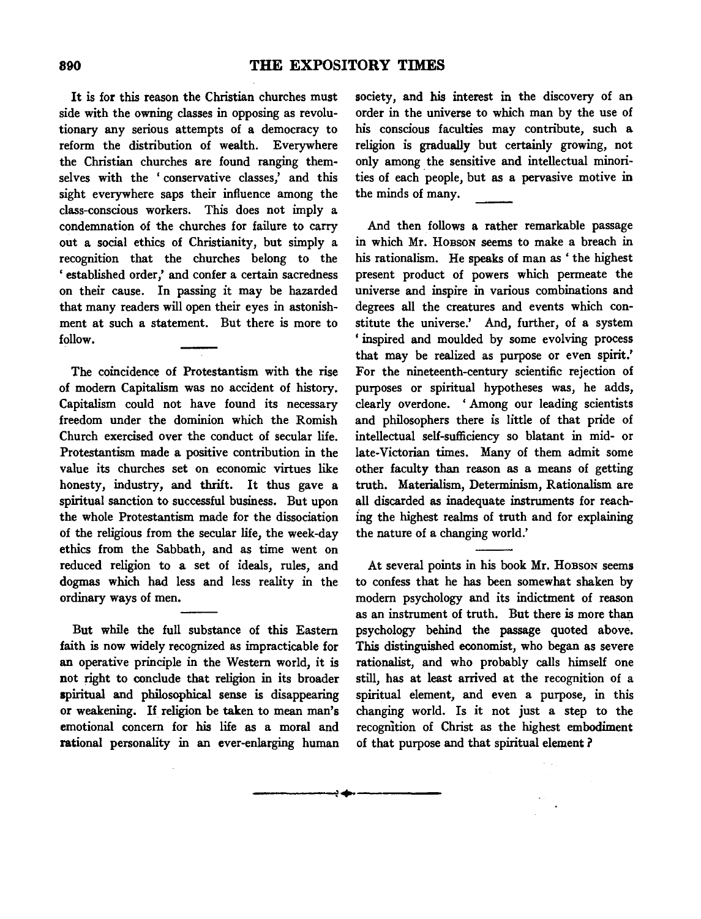It is for this reason the Christian churches must side with the owning classes in opposing as revolutionary any serious attempts of a democracy to reform the distribution of wealth. Everywhere the Christian churches are found ranging themselves with the 'conservative classes,' and this sight everywhere saps their influence among the class-conscious workers. This does not imply a condemnation of the churches for failure to carry out a social ethics of Christianity, but simply a recognition that the churches belong to the 'established order,' and confer a certain sacredness on their cause. In passing it may be hazarded that many readers will open their eyes in astonishment at such a statement. But there is more to follow.

The coincidence of Protestantism with the rise of modern Capitalism was no accident of history. Capitalism could not have found its necessary freedom under the dominion which the Romish Church exercised over the conduct of secular life. Protestantism made a positive contribution in the value its churches set on economic virtues like honesty, industry, and thrift. It thus gave a spiritual sanction to successful business. But upon the whole Protestantism made for the dissociation of the religious from the secular life, the week-day ethics from the Sabbath, and as time went on reduced religion to a set of ideals, rules, and dogmas which had less and less reality in the ordinary ways of men.

But while the full substance of this Eastern faith is now widely recognized as impracticable for an operative principle in the Western world, it is not right to conclude that religion in its broader spiritual and philosophical sense is disappearing or weakening. If religion be taken to mean man's emotional concern for his life as a moral and rational personality in an ever-enlarging human society, and his interest in the discovery of an order in the universe to which man by the use of his conscious faculties may contribute, such a religion is gradually but certainly growing, not only among the sensitive and intellectual minorities of each people, but as a pervasive motive in the minds of many.

And then follows a rather remarkable passage in which Mr. HOBSON seems to make a breach in his rationalism. He speaks of man as 'the highest present product of powers which permeate the universe and inspire in various combinations and degrees all the creatures and events which constitute the universe.' And, further, of a system 'inspired and moulded by some evolving process that may be realized as purpose or even spirit.' For the nineteenth-century scientific rejection of purposes or spiritual hypotheses was, he adds, clearly overdone. 'Among our leading scientists and philosophers there is little of that pride of intellectual self-sufficiency so blatant in mid- or late-Victorian times. Many of them admit some other faculty than reason as a means of getting truth. Materialism, Determinism, Rationalism are all discarded as inadequate instruments for reaching the highest realms of truth and for explaining the nature of a changing world.'

At several points in his book Mr. HOBSON seems to confess that he has been somewhat shaken by modern psychology and its indictment of reason as an instrument of truth. But there is more than psychology behind the passage quoted above. This distinguished economist, who began as severe rationalist, and who probably calls himself one still, has at least arrived at the recognition of a spiritual element, and even a purpose, in this changing world. Is it not just a step to the recognition of Christ as the highest embodiment of that purpose and that spiritual element?